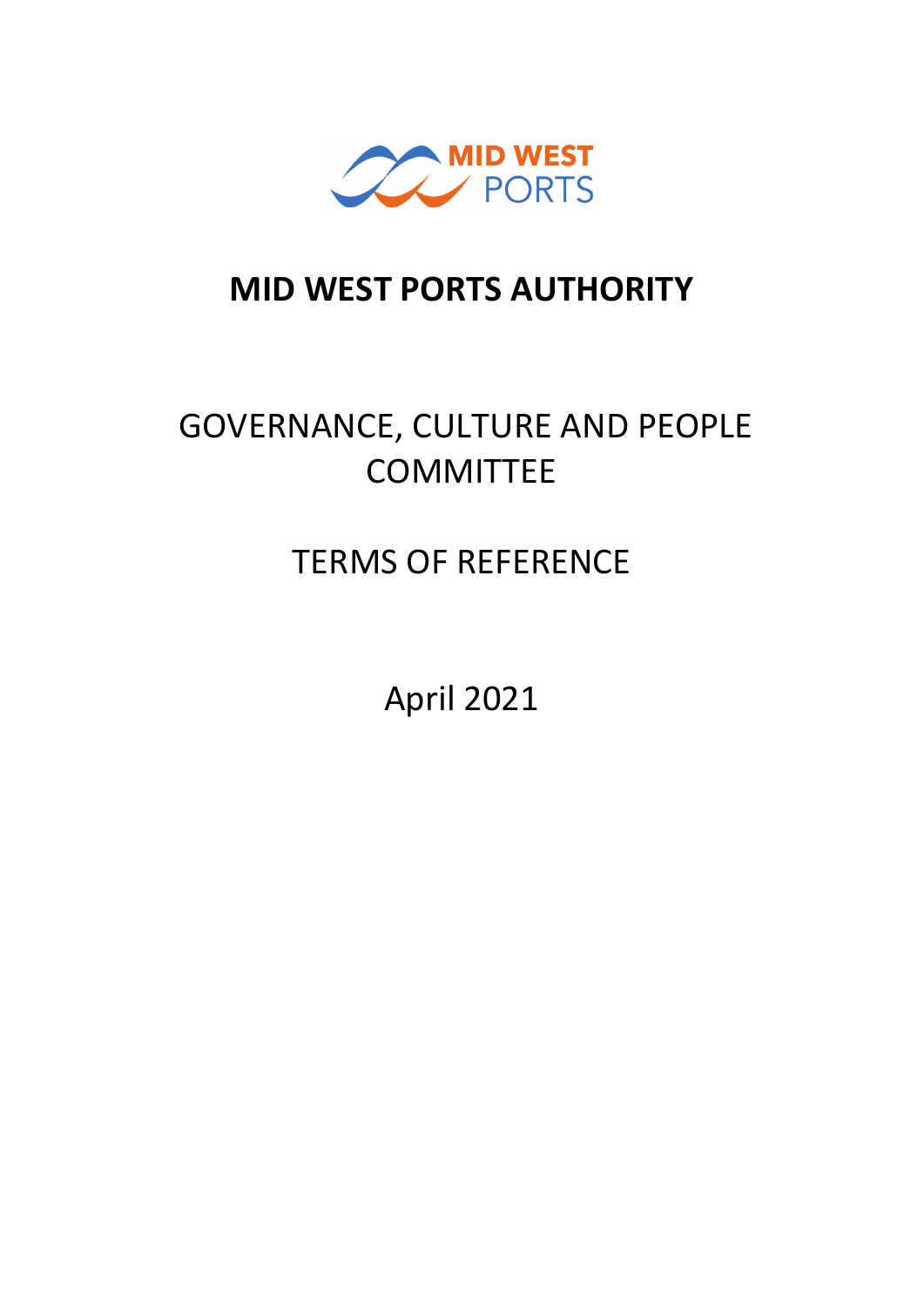MID WEST PORTS

# MID WEST PORTS AUTHORITY

## GOVERNANCE, CULTURE AND PEOPLE COMMITTEE

## TERMS OF REFERENCE

April 2021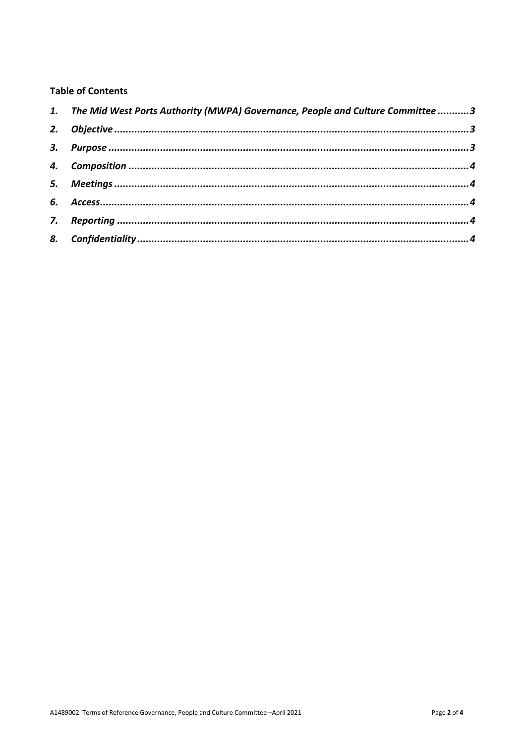**Table of Contents**

*1. The Mid West Ports Authority (MWPA) Governance, People and Culture Committee* ........... *3*

*2. Objective* ........... *3*

*3. Purpose* ........... *3*

*4. Composition* ........... *4*

*5. Meetings* ........... *4*

*6. Access* ........... *4*

*7. Reporting* ........... *4*

*8. Confidentiality* ........... *4*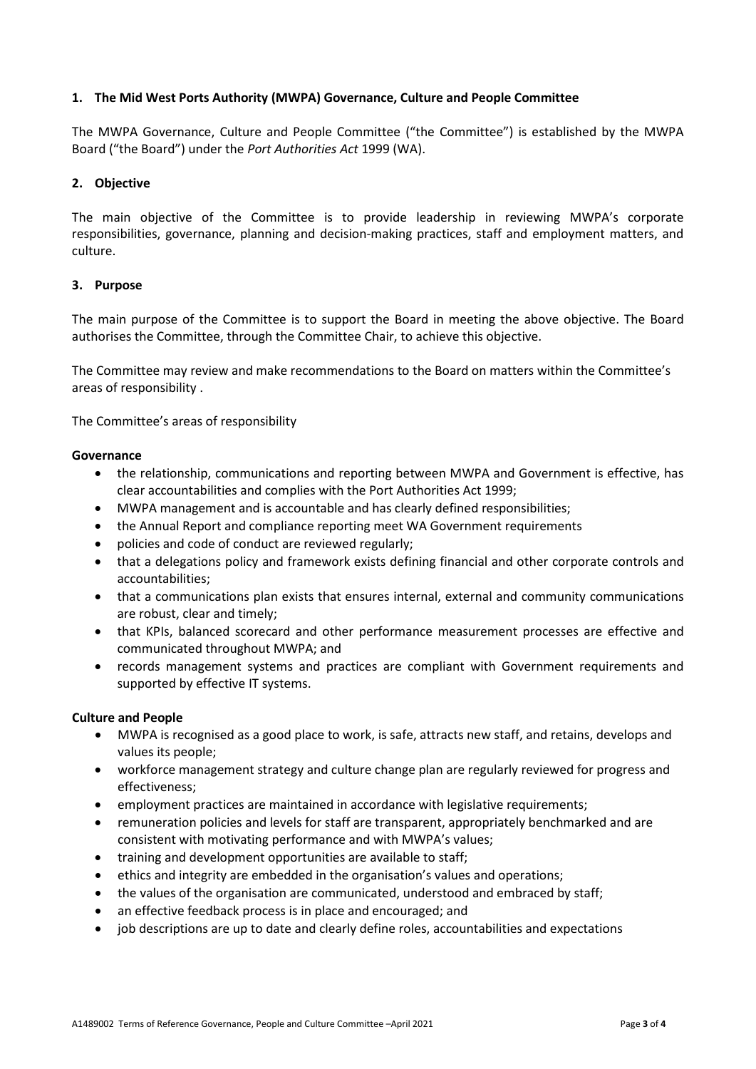## 1. The Mid West Ports Authority (MWPA) Governance, Culture and People Committee

The MWPA Governance, Culture and People Committee ("the Committee") is established by the MWPA Board ("the Board") under the *Port Authorities Act* 1999 (WA).

## 2. Objective

The main objective of the Committee is to provide leadership in reviewing MWPA's corporate responsibilities, governance, planning and decision-making practices, staff and employment matters, and culture.

## 3. Purpose

The main purpose of the Committee is to support the Board in meeting the above objective. The Board authorises the Committee, through the Committee Chair, to achieve this objective.

The Committee may review and make recommendations to the Board on matters within the Committee's areas of responsibility .

The Committee's areas of responsibility

**Governance**

- the relationship, communications and reporting between MWPA and Government is effective, has clear accountabilities and complies with the Port Authorities Act 1999;
- MWPA management and is accountable and has clearly defined responsibilities;
- the Annual Report and compliance reporting meet WA Government requirements
- policies and code of conduct are reviewed regularly;
- that a delegations policy and framework exists defining financial and other corporate controls and accountabilities;
- that a communications plan exists that ensures internal, external and community communications are robust, clear and timely;
- that KPIs, balanced scorecard and other performance measurement processes are effective and communicated throughout MWPA; and
- records management systems and practices are compliant with Government requirements and supported by effective IT systems.

**Culture and People**

- MWPA is recognised as a good place to work, is safe, attracts new staff, and retains, develops and values its people;
- workforce management strategy and culture change plan are regularly reviewed for progress and effectiveness;
- employment practices are maintained in accordance with legislative requirements;
- remuneration policies and levels for staff are transparent, appropriately benchmarked and are consistent with motivating performance and with MWPA's values;
- training and development opportunities are available to staff;
- ethics and integrity are embedded in the organisation's values and operations;
- the values of the organisation are communicated, understood and embraced by staff;
- an effective feedback process is in place and encouraged; and
- job descriptions are up to date and clearly define roles, accountabilities and expectations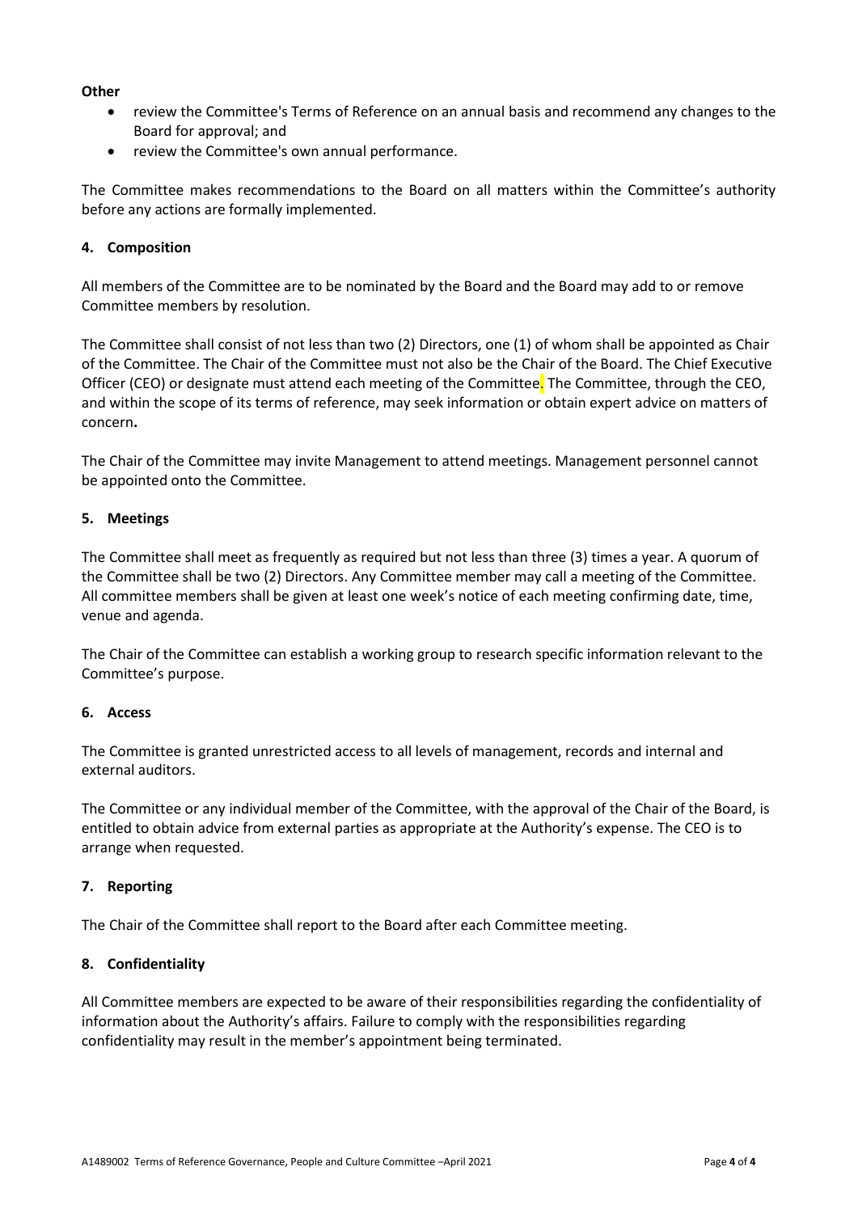**Other**

- review the Committee's Terms of Reference on an annual basis and recommend any changes to the Board for approval; and
- review the Committee's own annual performance.

The Committee makes recommendations to the Board on all matters within the Committee's authority before any actions are formally implemented.

## 4. Composition

All members of the Committee are to be nominated by the Board and the Board may add to or remove Committee members by resolution.

The Committee shall consist of not less than two (2) Directors, one (1) of whom shall be appointed as Chair of the Committee. The Chair of the Committee must not also be the Chair of the Board. The Chief Executive Officer (CEO) or designate must attend each meeting of the Committee. The Committee, through the CEO, and within the scope of its terms of reference, may seek information or obtain expert advice on matters of concern**.**

The Chair of the Committee may invite Management to attend meetings. Management personnel cannot be appointed onto the Committee.

## 5. Meetings

The Committee shall meet as frequently as required but not less than three (3) times a year. A quorum of the Committee shall be two (2) Directors. Any Committee member may call a meeting of the Committee. All committee members shall be given at least one week's notice of each meeting confirming date, time, venue and agenda.

The Chair of the Committee can establish a working group to research specific information relevant to the Committee's purpose.

## 6. Access

The Committee is granted unrestricted access to all levels of management, records and internal and external auditors.

The Committee or any individual member of the Committee, with the approval of the Chair of the Board, is entitled to obtain advice from external parties as appropriate at the Authority's expense. The CEO is to arrange when requested.

## 7. Reporting

The Chair of the Committee shall report to the Board after each Committee meeting.

## 8. Confidentiality

All Committee members are expected to be aware of their responsibilities regarding the confidentiality of information about the Authority's affairs. Failure to comply with the responsibilities regarding confidentiality may result in the member's appointment being terminated.